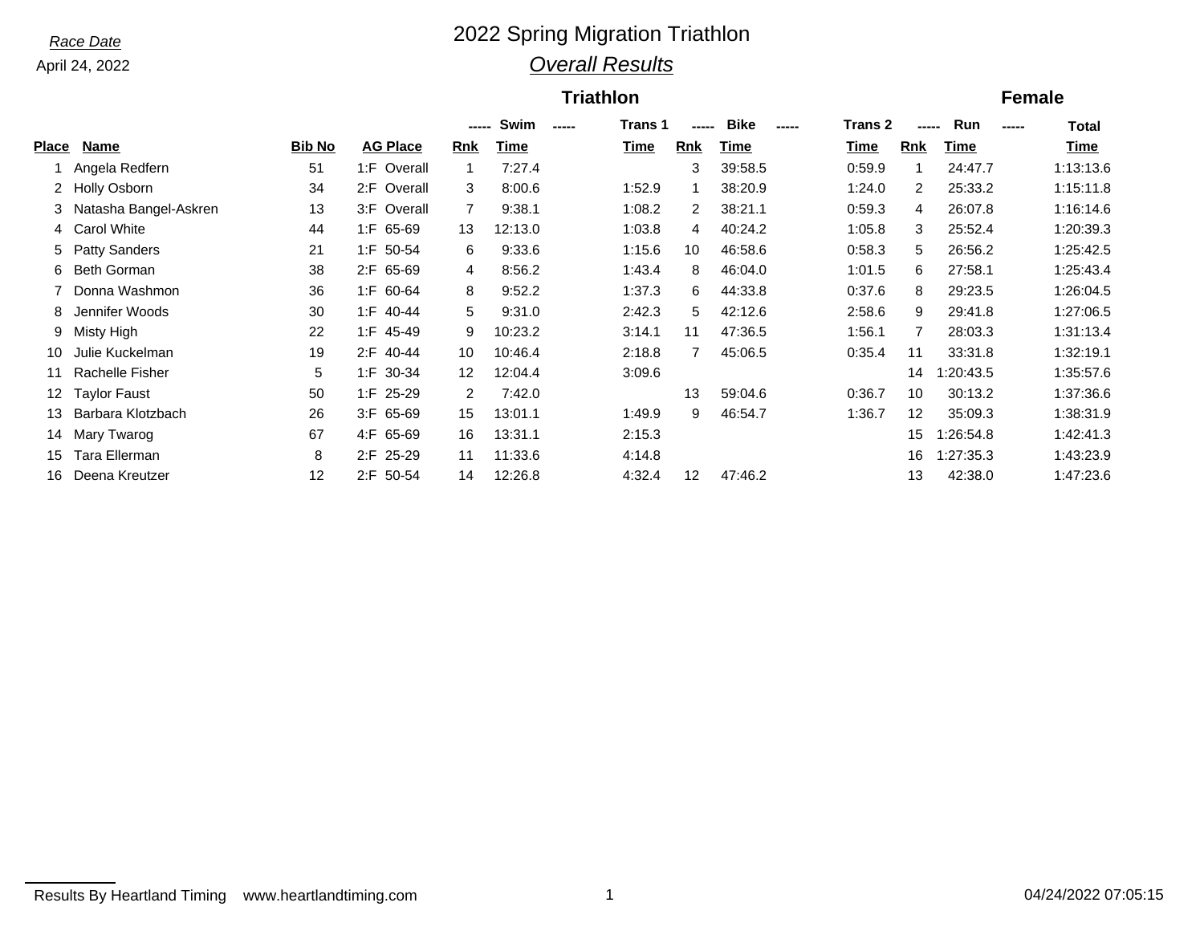*Race Date*

April 24, 2022

# 2022 Spring Migration Triathlon

## *Overall Results*

### Triathlon

### Female

| | | | | ----- Swim ----- | | Trans 1 | ----- Bike ----- | | Trans 2 | ----- Run ----- | | Total |
|---|---|---|---|---|---|---|---|---|---|---|---|---|
| **Place** | **Name** | **Bib No** | **AG Place** | **Rnk** | **Time** | **Time** | **Rnk** | **Time** | **Time** | **Rnk** | **Time** | **Time** |
| 1 | Angela Redfern | 51 | 1:F Overall | 1 | 7:27.4 | | 3 | 39:58.5 | 0:59.9 | 1 | 24:47.7 | 1:13:13.6 |
| 2 | Holly Osborn | 34 | 2:F Overall | 3 | 8:00.6 | 1:52.9 | 1 | 38:20.9 | 1:24.0 | 2 | 25:33.2 | 1:15:11.8 |
| 3 | Natasha Bangel-Askren | 13 | 3:F Overall | 7 | 9:38.1 | 1:08.2 | 2 | 38:21.1 | 0:59.3 | 4 | 26:07.8 | 1:16:14.6 |
| 4 | Carol White | 44 | 1:F 65-69 | 13 | 12:13.0 | 1:03.8 | 4 | 40:24.2 | 1:05.8 | 3 | 25:52.4 | 1:20:39.3 |
| 5 | Patty Sanders | 21 | 1:F 50-54 | 6 | 9:33.6 | 1:15.6 | 10 | 46:58.6 | 0:58.3 | 5 | 26:56.2 | 1:25:42.5 |
| 6 | Beth Gorman | 38 | 2:F 65-69 | 4 | 8:56.2 | 1:43.4 | 8 | 46:04.0 | 1:01.5 | 6 | 27:58.1 | 1:25:43.4 |
| 7 | Donna Washmon | 36 | 1:F 60-64 | 8 | 9:52.2 | 1:37.3 | 6 | 44:33.8 | 0:37.6 | 8 | 29:23.5 | 1:26:04.5 |
| 8 | Jennifer Woods | 30 | 1:F 40-44 | 5 | 9:31.0 | 2:42.3 | 5 | 42:12.6 | 2:58.6 | 9 | 29:41.8 | 1:27:06.5 |
| 9 | Misty High | 22 | 1:F 45-49 | 9 | 10:23.2 | 3:14.1 | 11 | 47:36.5 | 1:56.1 | 7 | 28:03.3 | 1:31:13.4 |
| 10 | Julie Kuckelman | 19 | 2:F 40-44 | 10 | 10:46.4 | 2:18.8 | 7 | 45:06.5 | 0:35.4 | 11 | 33:31.8 | 1:32:19.1 |
| 11 | Rachelle Fisher | 5 | 1:F 30-34 | 12 | 12:04.4 | 3:09.6 | | | | 14 | 1:20:43.5 | 1:35:57.6 |
| 12 | Taylor Faust | 50 | 1:F 25-29 | 2 | 7:42.0 | | 13 | 59:04.6 | 0:36.7 | 10 | 30:13.2 | 1:37:36.6 |
| 13 | Barbara Klotzbach | 26 | 3:F 65-69 | 15 | 13:01.1 | 1:49.9 | 9 | 46:54.7 | 1:36.7 | 12 | 35:09.3 | 1:38:31.9 |
| 14 | Mary Twarog | 67 | 4:F 65-69 | 16 | 13:31.1 | 2:15.3 | | | | 15 | 1:26:54.8 | 1:42:41.3 |
| 15 | Tara Ellerman | 8 | 2:F 25-29 | 11 | 11:33.6 | 4:14.8 | | | | 16 | 1:27:35.3 | 1:43:23.9 |
| 16 | Deena Kreutzer | 12 | 2:F 50-54 | 14 | 12:26.8 | 4:32.4 | 12 | 47:46.2 | | 13 | 42:38.0 | 1:47:23.6 |

Results By Heartland Timing www.heartlandtiming.com

04/24/2022 07:05:15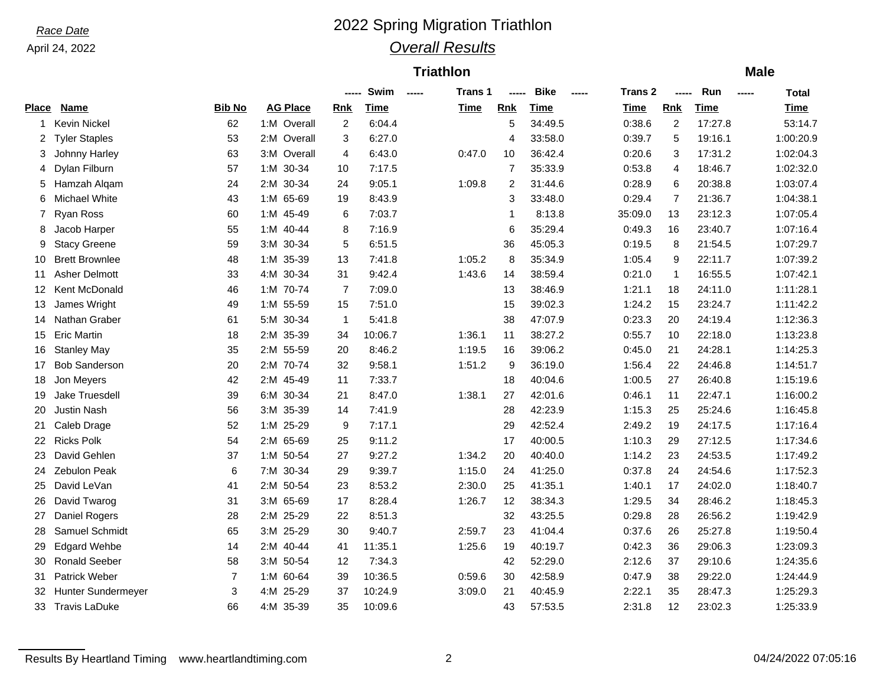*Race Date*

April 24, 2022

# 2022 Spring Migration Triathlon

## *Overall Results*

### Triathlon

### Male

| Place | Name | Bib No | AG Place | Swim Rnk | Swim Time | Trans 1 Time | Bike Rnk | Bike Time | Trans 2 Time | Run Rnk | Run Time | Total Time |
|---|---|---|---|---|---|---|---|---|---|---|---|---|
| 1 | Kevin Nickel | 62 | 1:M Overall | 2 | 6:04.4 | | 5 | 34:49.5 | 0:38.6 | 2 | 17:27.8 | 53:14.7 |
| 2 | Tyler Staples | 53 | 2:M Overall | 3 | 6:27.0 | | 4 | 33:58.0 | 0:39.7 | 5 | 19:16.1 | 1:00:20.9 |
| 3 | Johnny Harley | 63 | 3:M Overall | 4 | 6:43.0 | 0:47.0 | 10 | 36:42.4 | 0:20.6 | 3 | 17:31.2 | 1:02:04.3 |
| 4 | Dylan Filburn | 57 | 1:M 30-34 | 10 | 7:17.5 | | 7 | 35:33.9 | 0:53.8 | 4 | 18:46.7 | 1:02:32.0 |
| 5 | Hamzah Alqam | 24 | 2:M 30-34 | 24 | 9:05.1 | 1:09.8 | 2 | 31:44.6 | 0:28.9 | 6 | 20:38.8 | 1:03:07.4 |
| 6 | Michael White | 43 | 1:M 65-69 | 19 | 8:43.9 | | 3 | 33:48.0 | 0:29.4 | 7 | 21:36.7 | 1:04:38.1 |
| 7 | Ryan Ross | 60 | 1:M 45-49 | 6 | 7:03.7 | | 1 | 8:13.8 | 35:09.0 | 13 | 23:12.3 | 1:07:05.4 |
| 8 | Jacob Harper | 55 | 1:M 40-44 | 8 | 7:16.9 | | 6 | 35:29.4 | 0:49.3 | 16 | 23:40.7 | 1:07:16.4 |
| 9 | Stacy Greene | 59 | 3:M 30-34 | 5 | 6:51.5 | | 36 | 45:05.3 | 0:19.5 | 8 | 21:54.5 | 1:07:29.7 |
| 10 | Brett Brownlee | 48 | 1:M 35-39 | 13 | 7:41.8 | 1:05.2 | 8 | 35:34.9 | 1:05.4 | 9 | 22:11.7 | 1:07:39.2 |
| 11 | Asher Delmott | 33 | 4:M 30-34 | 31 | 9:42.4 | 1:43.6 | 14 | 38:59.4 | 0:21.0 | 1 | 16:55.5 | 1:07:42.1 |
| 12 | Kent McDonald | 46 | 1:M 70-74 | 7 | 7:09.0 | | 13 | 38:46.9 | 1:21.1 | 18 | 24:11.0 | 1:11:28.1 |
| 13 | James Wright | 49 | 1:M 55-59 | 15 | 7:51.0 | | 15 | 39:02.3 | 1:24.2 | 15 | 23:24.7 | 1:11:42.2 |
| 14 | Nathan Graber | 61 | 5:M 30-34 | 1 | 5:41.8 | | 38 | 47:07.9 | 0:23.3 | 20 | 24:19.4 | 1:12:36.3 |
| 15 | Eric Martin | 18 | 2:M 35-39 | 34 | 10:06.7 | 1:36.1 | 11 | 38:27.2 | 0:55.7 | 10 | 22:18.0 | 1:13:23.8 |
| 16 | Stanley May | 35 | 2:M 55-59 | 20 | 8:46.2 | 1:19.5 | 16 | 39:06.2 | 0:45.0 | 21 | 24:28.1 | 1:14:25.3 |
| 17 | Bob Sanderson | 20 | 2:M 70-74 | 32 | 9:58.1 | 1:51.2 | 9 | 36:19.0 | 1:56.4 | 22 | 24:46.8 | 1:14:51.7 |
| 18 | Jon Meyers | 42 | 2:M 45-49 | 11 | 7:33.7 | | 18 | 40:04.6 | 1:00.5 | 27 | 26:40.8 | 1:15:19.6 |
| 19 | Jake Truesdell | 39 | 6:M 30-34 | 21 | 8:47.0 | 1:38.1 | 27 | 42:01.6 | 0:46.1 | 11 | 22:47.1 | 1:16:00.2 |
| 20 | Justin Nash | 56 | 3:M 35-39 | 14 | 7:41.9 | | 28 | 42:23.9 | 1:15.3 | 25 | 25:24.6 | 1:16:45.8 |
| 21 | Caleb Drage | 52 | 1:M 25-29 | 9 | 7:17.1 | | 29 | 42:52.4 | 2:49.2 | 19 | 24:17.5 | 1:17:16.4 |
| 22 | Ricks Polk | 54 | 2:M 65-69 | 25 | 9:11.2 | | 17 | 40:00.5 | 1:10.3 | 29 | 27:12.5 | 1:17:34.6 |
| 23 | David Gehlen | 37 | 1:M 50-54 | 27 | 9:27.2 | 1:34.2 | 20 | 40:40.0 | 1:14.2 | 23 | 24:53.5 | 1:17:49.2 |
| 24 | Zebulon Peak | 6 | 7:M 30-34 | 29 | 9:39.7 | 1:15.0 | 24 | 41:25.0 | 0:37.8 | 24 | 24:54.6 | 1:17:52.3 |
| 25 | David LeVan | 41 | 2:M 50-54 | 23 | 8:53.2 | 2:30.0 | 25 | 41:35.1 | 1:40.1 | 17 | 24:02.0 | 1:18:40.7 |
| 26 | David Twarog | 31 | 3:M 65-69 | 17 | 8:28.4 | 1:26.7 | 12 | 38:34.3 | 1:29.5 | 34 | 28:46.2 | 1:18:45.3 |
| 27 | Daniel Rogers | 28 | 2:M 25-29 | 22 | 8:51.3 | | 32 | 43:25.5 | 0:29.8 | 28 | 26:56.2 | 1:19:42.9 |
| 28 | Samuel Schmidt | 65 | 3:M 25-29 | 30 | 9:40.7 | 2:59.7 | 23 | 41:04.4 | 0:37.6 | 26 | 25:27.8 | 1:19:50.4 |
| 29 | Edgard Wehbe | 14 | 2:M 40-44 | 41 | 11:35.1 | 1:25.6 | 19 | 40:19.7 | 0:42.3 | 36 | 29:06.3 | 1:23:09.3 |
| 30 | Ronald Seeber | 58 | 3:M 50-54 | 12 | 7:34.3 | | 42 | 52:29.0 | 2:12.6 | 37 | 29:10.6 | 1:24:35.6 |
| 31 | Patrick Weber | 7 | 1:M 60-64 | 39 | 10:36.5 | 0:59.6 | 30 | 42:58.9 | 0:47.9 | 38 | 29:22.0 | 1:24:44.9 |
| 32 | Hunter Sundermeyer | 3 | 4:M 25-29 | 37 | 10:24.9 | 3:09.0 | 21 | 40:45.9 | 2:22.1 | 35 | 28:47.3 | 1:25:29.3 |
| 33 | Travis LaDuke | 66 | 4:M 35-39 | 35 | 10:09.6 | | 43 | 57:53.5 | 2:31.8 | 12 | 23:02.3 | 1:25:33.9 |

Results By Heartland Timing www.heartlandtiming.com 04/24/2022 07:05:16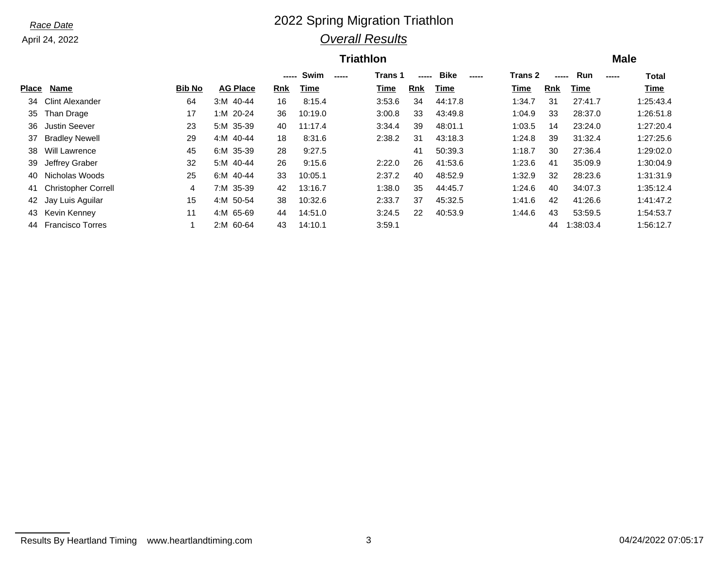*Race Date*

April 24, 2022

# 2022 Spring Migration Triathlon

## *Overall Results*

### Triathlon

### Male

| | | | | Swim | | Trans 1 | Bike | | Trans 2 | Run | | Total |
|---|---|---|---|---|---|---|---|---|---|---|---|---|
| **Place** | **Name** | **Bib No** | **AG Place** | **Rnk** | **Time** | **Time** | **Rnk** | **Time** | **Time** | **Rnk** | **Time** | **Time** |
| 34 | Clint Alexander | 64 | 3:M 40-44 | 16 | 8:15.4 | 3:53.6 | 34 | 44:17.8 | 1:34.7 | 31 | 27:41.7 | 1:25:43.4 |
| 35 | Than Drage | 17 | 1:M 20-24 | 36 | 10:19.0 | 3:00.8 | 33 | 43:49.8 | 1:04.9 | 33 | 28:37.0 | 1:26:51.8 |
| 36 | Justin Seever | 23 | 5:M 35-39 | 40 | 11:17.4 | 3:34.4 | 39 | 48:01.1 | 1:03.5 | 14 | 23:24.0 | 1:27:20.4 |
| 37 | Bradley Newell | 29 | 4:M 40-44 | 18 | 8:31.6 | 2:38.2 | 31 | 43:18.3 | 1:24.8 | 39 | 31:32.4 | 1:27:25.6 |
| 38 | Will Lawrence | 45 | 6:M 35-39 | 28 | 9:27.5 | | 41 | 50:39.3 | 1:18.7 | 30 | 27:36.4 | 1:29:02.0 |
| 39 | Jeffrey Graber | 32 | 5:M 40-44 | 26 | 9:15.6 | 2:22.0 | 26 | 41:53.6 | 1:23.6 | 41 | 35:09.9 | 1:30:04.9 |
| 40 | Nicholas Woods | 25 | 6:M 40-44 | 33 | 10:05.1 | 2:37.2 | 40 | 48:52.9 | 1:32.9 | 32 | 28:23.6 | 1:31:31.9 |
| 41 | Christopher Correll | 4 | 7:M 35-39 | 42 | 13:16.7 | 1:38.0 | 35 | 44:45.7 | 1:24.6 | 40 | 34:07.3 | 1:35:12.4 |
| 42 | Jay Luis Aguilar | 15 | 4:M 50-54 | 38 | 10:32.6 | 2:33.7 | 37 | 45:32.5 | 1:41.6 | 42 | 41:26.6 | 1:41:47.2 |
| 43 | Kevin Kenney | 11 | 4:M 65-69 | 44 | 14:51.0 | 3:24.5 | 22 | 40:53.9 | 1:44.6 | 43 | 53:59.5 | 1:54:53.7 |
| 44 | Francisco Torres | 1 | 2:M 60-64 | 43 | 14:10.1 | 3:59.1 | | | | 44 | 1:38:03.4 | 1:56:12.7 |

Results By Heartland Timing www.heartlandtiming.com

04/24/2022 07:05:17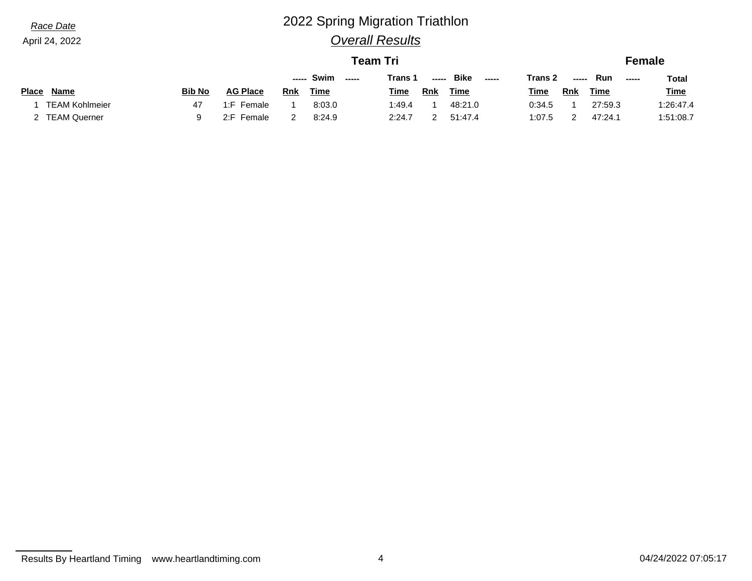*Race Date*
April 24, 2022

# 2022 Spring Migration Triathlon

## *Overall Results*

### Team Tri

### Female

| | | | | Swim | | Trans 1 | Bike | | Trans 2 | Run | | Total |
|---|---|---|---|---|---|---|---|---|---|---|---|---|
| **Place** | **Name** | **Bib No** | **AG Place** | **Rnk** | **Time** | **Time** | **Rnk** | **Time** | **Time** | **Rnk** | **Time** | **Time** |
| 1 | TEAM Kohlmeier | 47 | 1:F Female | 1 | 8:03.0 | 1:49.4 | 1 | 48:21.0 | 0:34.5 | 1 | 27:59.3 | 1:26:47.4 |
| 2 | TEAM Querner | 9 | 2:F Female | 2 | 8:24.9 | 2:24.7 | 2 | 51:47.4 | 1:07.5 | 2 | 47:24.1 | 1:51:08.7 |

Results By Heartland Timing www.heartlandtiming.com

04/24/2022 07:05:17